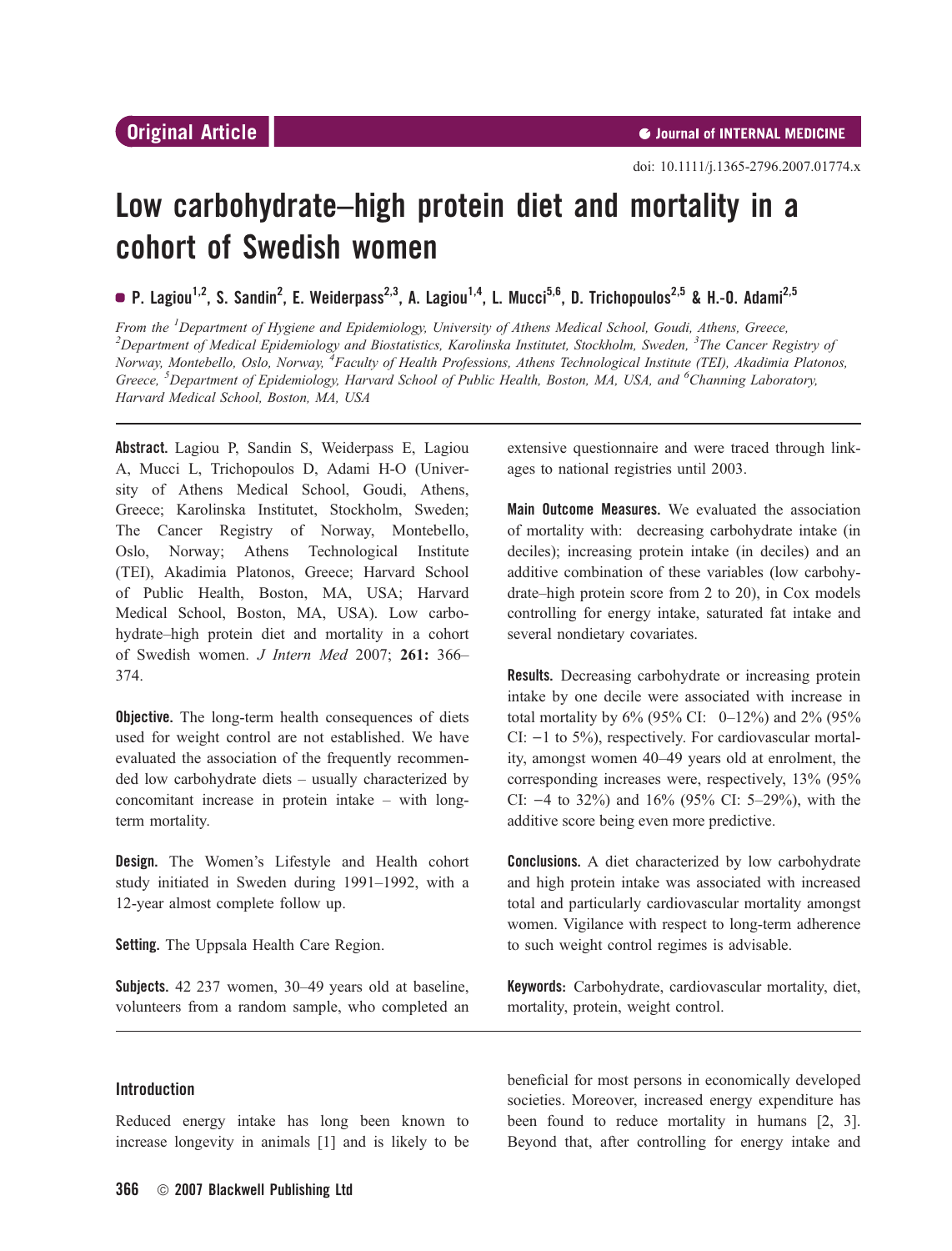Original Article

doi: 10.1111/j.1365-2796.2007.01774.x

# Low carbohydrate–high protein diet and mortality in a cohort of Swedish women

P. Lagiou[1,2], S. Sandin[2], E. Weiderpass[2,3], A. Lagiou[1,4], L. Mucci[5,6], D. Trichopoulos[2,5] & H.-O. Adami[2,5]

*From the [1]Department of Hygiene and Epidemiology, University of Athens Medical School, Goudi, Athens, Greece, [2]Department of Medical Epidemiology and Biostatistics, Karolinska Institutet, Stockholm, Sweden, [3]The Cancer Registry of Norway, Montebello, Oslo, Norway, [4]Faculty of Health Professions, Athens Technological Institute (TEI), Akadimia Platonos, Greece, [5]Department of Epidemiology, Harvard School of Public Health, Boston, MA, USA, and [6]Channing Laboratory, Harvard Medical School, Boston, MA, USA*

**Abstract.** Lagiou P, Sandin S, Weiderpass E, Lagiou A, Mucci L, Trichopoulos D, Adami H-O (University of Athens Medical School, Goudi, Athens, Greece; Karolinska Institutet, Stockholm, Sweden; The Cancer Registry of Norway, Montebello, Oslo, Norway; Athens Technological Institute (TEI), Akadimia Platonos, Greece; Harvard School of Public Health, Boston, MA, USA; Harvard Medical School, Boston, MA, USA). Low carbohydrate–high protein diet and mortality in a cohort of Swedish women. *J Intern Med* 2007; **261:** 366–374.

**Objective.** The long-term health consequences of diets used for weight control are not established. We have evaluated the association of the frequently recommended low carbohydrate diets – usually characterized by concomitant increase in protein intake – with long-term mortality.

**Design.** The Women's Lifestyle and Health cohort study initiated in Sweden during 1991–1992, with a 12-year almost complete follow up.

**Setting.** The Uppsala Health Care Region.

**Subjects.** 42 237 women, 30–49 years old at baseline, volunteers from a random sample, who completed an extensive questionnaire and were traced through linkages to national registries until 2003.

**Main Outcome Measures.** We evaluated the association of mortality with: decreasing carbohydrate intake (in deciles); increasing protein intake (in deciles) and an additive combination of these variables (low carbohydrate–high protein score from 2 to 20), in Cox models controlling for energy intake, saturated fat intake and several nondietary covariates.

**Results.** Decreasing carbohydrate or increasing protein intake by one decile were associated with increase in total mortality by 6% (95% CI: 0–12%) and 2% (95% CI: −1 to 5%), respectively. For cardiovascular mortality, amongst women 40–49 years old at enrolment, the corresponding increases were, respectively, 13% (95% CI: −4 to 32%) and 16% (95% CI: 5–29%), with the additive score being even more predictive.

**Conclusions.** A diet characterized by low carbohydrate and high protein intake was associated with increased total and particularly cardiovascular mortality amongst women. Vigilance with respect to long-term adherence to such weight control regimes is advisable.

**Keywords:** Carbohydrate, cardiovascular mortality, diet, mortality, protein, weight control.

## Introduction

Reduced energy intake has long been known to increase longevity in animals [1] and is likely to be beneficial for most persons in economically developed societies. Moreover, increased energy expenditure has been found to reduce mortality in humans [2, 3]. Beyond that, after controlling for energy intake and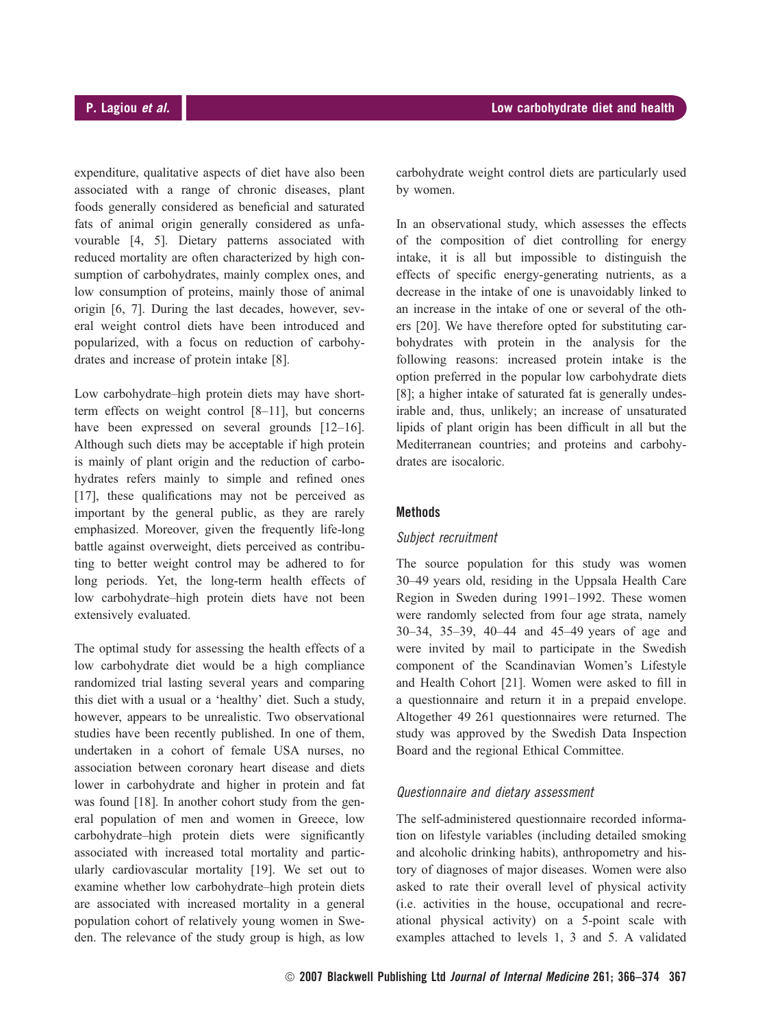expenditure, qualitative aspects of diet have also been associated with a range of chronic diseases, plant foods generally considered as beneficial and saturated fats of animal origin generally considered as unfavourable [4, 5]. Dietary patterns associated with reduced mortality are often characterized by high consumption of carbohydrates, mainly complex ones, and low consumption of proteins, mainly those of animal origin [6, 7]. During the last decades, however, several weight control diets have been introduced and popularized, with a focus on reduction of carbohydrates and increase of protein intake [8].

Low carbohydrate–high protein diets may have short-term effects on weight control [8–11], but concerns have been expressed on several grounds [12–16]. Although such diets may be acceptable if high protein is mainly of plant origin and the reduction of carbohydrates refers mainly to simple and refined ones [17], these qualifications may not be perceived as important by the general public, as they are rarely emphasized. Moreover, given the frequently life-long battle against overweight, diets perceived as contributing to better weight control may be adhered to for long periods. Yet, the long-term health effects of low carbohydrate–high protein diets have not been extensively evaluated.

The optimal study for assessing the health effects of a low carbohydrate diet would be a high compliance randomized trial lasting several years and comparing this diet with a usual or a 'healthy' diet. Such a study, however, appears to be unrealistic. Two observational studies have been recently published. In one of them, undertaken in a cohort of female USA nurses, no association between coronary heart disease and diets lower in carbohydrate and higher in protein and fat was found [18]. In another cohort study from the general population of men and women in Greece, low carbohydrate–high protein diets were significantly associated with increased total mortality and particularly cardiovascular mortality [19]. We set out to examine whether low carbohydrate–high protein diets are associated with increased mortality in a general population cohort of relatively young women in Sweden. The relevance of the study group is high, as low carbohydrate weight control diets are particularly used by women.

In an observational study, which assesses the effects of the composition of diet controlling for energy intake, it is all but impossible to distinguish the effects of specific energy-generating nutrients, as a decrease in the intake of one is unavoidably linked to an increase in the intake of one or several of the others [20]. We have therefore opted for substituting carbohydrates with protein in the analysis for the following reasons: increased protein intake is the option preferred in the popular low carbohydrate diets [8]; a higher intake of saturated fat is generally undesirable and, thus, unlikely; an increase of unsaturated lipids of plant origin has been difficult in all but the Mediterranean countries; and proteins and carbohydrates are isocaloric.

## Methods

### *Subject recruitment*

The source population for this study was women 30–49 years old, residing in the Uppsala Health Care Region in Sweden during 1991–1992. These women were randomly selected from four age strata, namely 30–34, 35–39, 40–44 and 45–49 years of age and were invited by mail to participate in the Swedish component of the Scandinavian Women's Lifestyle and Health Cohort [21]. Women were asked to fill in a questionnaire and return it in a prepaid envelope. Altogether 49 261 questionnaires were returned. The study was approved by the Swedish Data Inspection Board and the regional Ethical Committee.

### *Questionnaire and dietary assessment*

The self-administered questionnaire recorded information on lifestyle variables (including detailed smoking and alcoholic drinking habits), anthropometry and history of diagnoses of major diseases. Women were also asked to rate their overall level of physical activity (i.e. activities in the house, occupational and recreational physical activity) on a 5-point scale with examples attached to levels 1, 3 and 5. A validated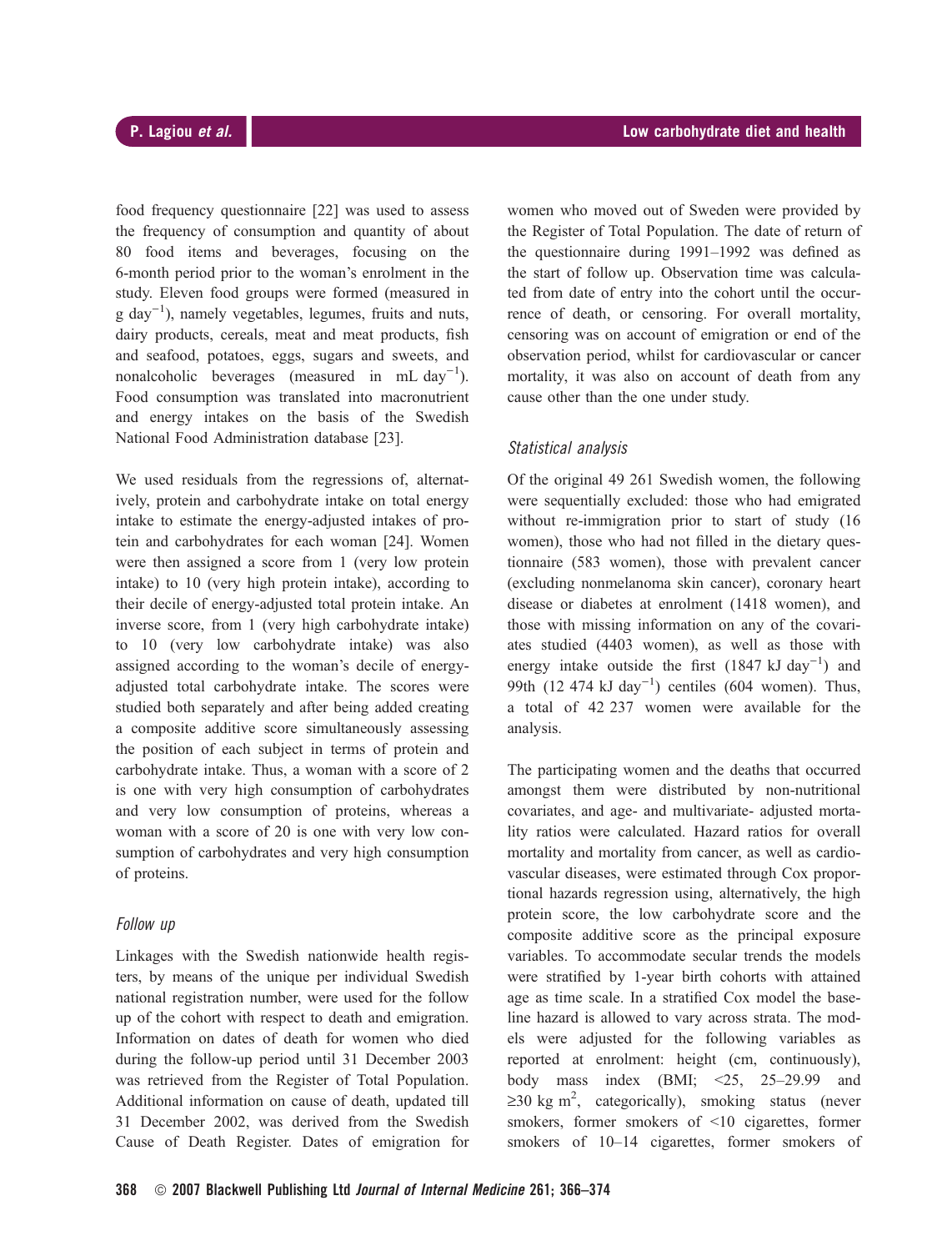food frequency questionnaire [22] was used to assess the frequency of consumption and quantity of about 80 food items and beverages, focusing on the 6-month period prior to the woman's enrolment in the study. Eleven food groups were formed (measured in g day$^{-1}$), namely vegetables, legumes, fruits and nuts, dairy products, cereals, meat and meat products, fish and seafood, potatoes, eggs, sugars and sweets, and nonalcoholic beverages (measured in mL day$^{-1}$). Food consumption was translated into macronutrient and energy intakes on the basis of the Swedish National Food Administration database [23].

We used residuals from the regressions of, alternatively, protein and carbohydrate intake on total energy intake to estimate the energy-adjusted intakes of protein and carbohydrates for each woman [24]. Women were then assigned a score from 1 (very low protein intake) to 10 (very high protein intake), according to their decile of energy-adjusted total protein intake. An inverse score, from 1 (very high carbohydrate intake) to 10 (very low carbohydrate intake) was also assigned according to the woman's decile of energy-adjusted total carbohydrate intake. The scores were studied both separately and after being added creating a composite additive score simultaneously assessing the position of each subject in terms of protein and carbohydrate intake. Thus, a woman with a score of 2 is one with very high consumption of carbohydrates and very low consumption of proteins, whereas a woman with a score of 20 is one with very low consumption of carbohydrates and very high consumption of proteins.

### *Follow up*

Linkages with the Swedish nationwide health registers, by means of the unique per individual Swedish national registration number, were used for the follow up of the cohort with respect to death and emigration. Information on dates of death for women who died during the follow-up period until 31 December 2003 was retrieved from the Register of Total Population. Additional information on cause of death, updated till 31 December 2002, was derived from the Swedish Cause of Death Register. Dates of emigration for women who moved out of Sweden were provided by the Register of Total Population. The date of return of the questionnaire during 1991–1992 was defined as the start of follow up. Observation time was calculated from date of entry into the cohort until the occurrence of death, or censoring. For overall mortality, censoring was on account of emigration or end of the observation period, whilst for cardiovascular or cancer mortality, it was also on account of death from any cause other than the one under study.

### *Statistical analysis*

Of the original 49 261 Swedish women, the following were sequentially excluded: those who had emigrated without re-immigration prior to start of study (16 women), those who had not filled in the dietary questionnaire (583 women), those with prevalent cancer (excluding nonmelanoma skin cancer), coronary heart disease or diabetes at enrolment (1418 women), and those with missing information on any of the covariates studied (4403 women), as well as those with energy intake outside the first (1847 kJ day$^{-1}$) and 99th (12 474 kJ day$^{-1}$) centiles (604 women). Thus, a total of 42 237 women were available for the analysis.

The participating women and the deaths that occurred amongst them were distributed by non-nutritional covariates, and age- and multivariate- adjusted mortality ratios were calculated. Hazard ratios for overall mortality and mortality from cancer, as well as cardiovascular diseases, were estimated through Cox proportional hazards regression using, alternatively, the high protein score, the low carbohydrate score and the composite additive score as the principal exposure variables. To accommodate secular trends the models were stratified by 1-year birth cohorts with attained age as time scale. In a stratified Cox model the baseline hazard is allowed to vary across strata. The models were adjusted for the following variables as reported at enrolment: height (cm, continuously), body mass index (BMI; <25, 25–29.99 and ≥30 kg m$^{2}$, categorically), smoking status (never smokers, former smokers of <10 cigarettes, former smokers of 10–14 cigarettes, former smokers of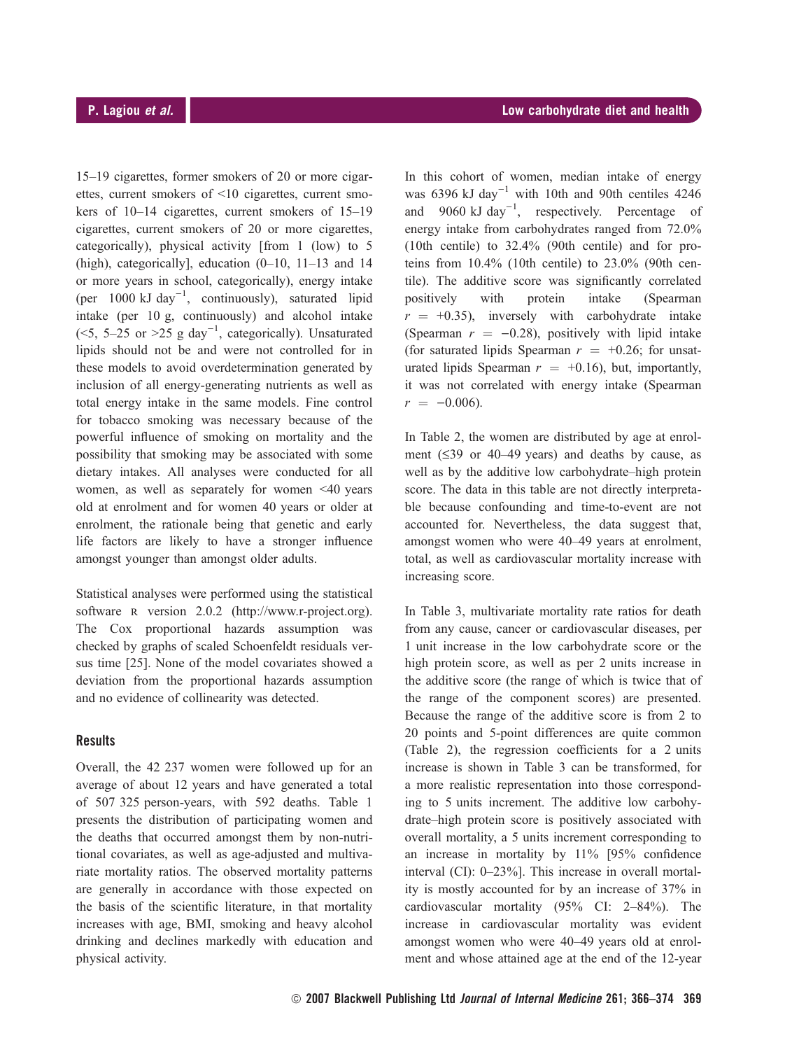15–19 cigarettes, former smokers of 20 or more cigarettes, current smokers of <10 cigarettes, current smokers of 10–14 cigarettes, current smokers of 15–19 cigarettes, current smokers of 20 or more cigarettes, categorically), physical activity [from 1 (low) to 5 (high), categorically], education (0–10, 11–13 and 14 or more years in school, categorically), energy intake (per 1000 kJ $day^{-1}$, continuously), saturated lipid intake (per 10 g, continuously) and alcohol intake (<5, 5–25 or >25 g $day^{-1}$, categorically). Unsaturated lipids should not be and were not controlled for in these models to avoid overdetermination generated by inclusion of all energy-generating nutrients as well as total energy intake in the same models. Fine control for tobacco smoking was necessary because of the powerful influence of smoking on mortality and the possibility that smoking may be associated with some dietary intakes. All analyses were conducted for all women, as well as separately for women <40 years old at enrolment and for women 40 years or older at enrolment, the rationale being that genetic and early life factors are likely to have a stronger influence amongst younger than amongst older adults.

Statistical analyses were performed using the statistical software R version 2.0.2 (http://www.r-project.org). The Cox proportional hazards assumption was checked by graphs of scaled Schoenfeldt residuals versus time [25]. None of the model covariates showed a deviation from the proportional hazards assumption and no evidence of collinearity was detected.

## Results

Overall, the 42 237 women were followed up for an average of about 12 years and have generated a total of 507 325 person-years, with 592 deaths. Table 1 presents the distribution of participating women and the deaths that occurred amongst them by non-nutritional covariates, as well as age-adjusted and multivariate mortality ratios. The observed mortality patterns are generally in accordance with those expected on the basis of the scientific literature, in that mortality increases with age, BMI, smoking and heavy alcohol drinking and declines markedly with education and physical activity.

In this cohort of women, median intake of energy was 6396 kJ $day^{-1}$ with 10th and 90th centiles 4246 and 9060 kJ $day^{-1}$, respectively. Percentage of energy intake from carbohydrates ranged from 72.0% (10th centile) to 32.4% (90th centile) and for proteins from 10.4% (10th centile) to 23.0% (90th centile). The additive score was significantly correlated positively with protein intake (Spearman $r = +0.35$), inversely with carbohydrate intake (Spearman $r = -0.28$), positively with lipid intake (for saturated lipids Spearman $r = +0.26$; for unsaturated lipids Spearman $r = +0.16$), but, importantly, it was not correlated with energy intake (Spearman $r = -0.006$).

In Table 2, the women are distributed by age at enrolment (≤39 or 40–49 years) and deaths by cause, as well as by the additive low carbohydrate–high protein score. The data in this table are not directly interpretable because confounding and time-to-event are not accounted for. Nevertheless, the data suggest that, amongst women who were 40–49 years at enrolment, total, as well as cardiovascular mortality increase with increasing score.

In Table 3, multivariate mortality rate ratios for death from any cause, cancer or cardiovascular diseases, per 1 unit increase in the low carbohydrate score or the high protein score, as well as per 2 units increase in the additive score (the range of which is twice that of the range of the component scores) are presented. Because the range of the additive score is from 2 to 20 points and 5-point differences are quite common (Table 2), the regression coefficients for a 2 units increase is shown in Table 3 can be transformed, for a more realistic representation into those corresponding to 5 units increment. The additive low carbohydrate–high protein score is positively associated with overall mortality, a 5 units increment corresponding to an increase in mortality by 11% [95% confidence interval (CI): 0–23%]. This increase in overall mortality is mostly accounted for by an increase of 37% in cardiovascular mortality (95% CI: 2–84%). The increase in cardiovascular mortality was evident amongst women who were 40–49 years old at enrolment and whose attained age at the end of the 12-year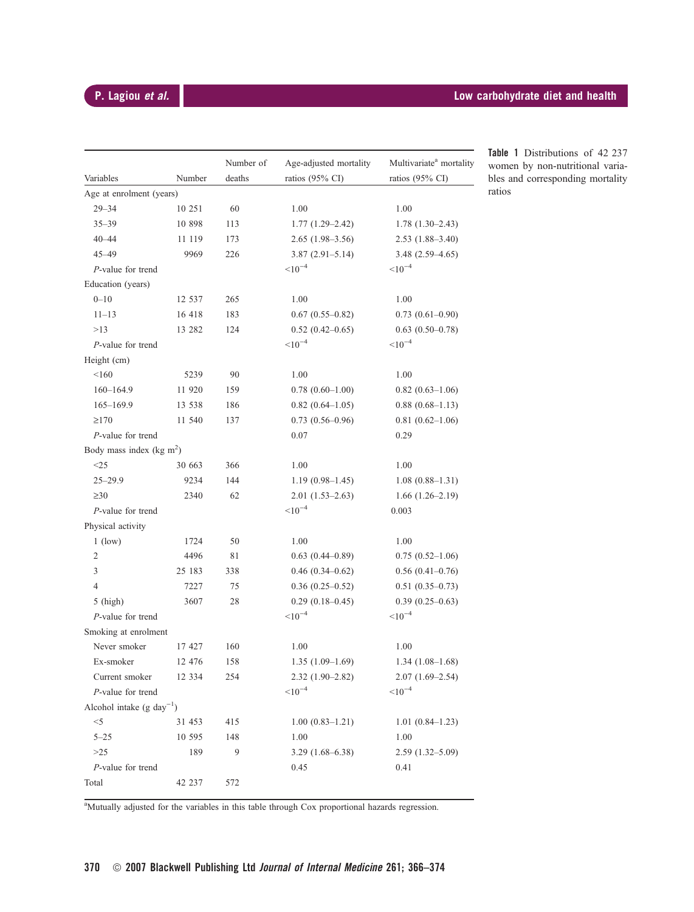**Table 1** Distributions of 42 237 women by non-nutritional variables and corresponding mortality ratios

| Variables | Number | Number of deaths | Age-adjusted mortality ratios (95% CI) | Multivariate[a] mortality ratios (95% CI) |
|---|---|---|---|---|
| Age at enrolment (years) | | | | |
| 29–34 | 10 251 | 60 | 1.00 | 1.00 |
| 35–39 | 10 898 | 113 | 1.77 (1.29–2.42) | 1.78 (1.30–2.43) |
| 40–44 | 11 119 | 173 | 2.65 (1.98–3.56) | 2.53 (1.88–3.40) |
| 45–49 | 9969 | 226 | 3.87 (2.91–5.14) | 3.48 (2.59–4.65) |
| *P*-value for trend | | | $<10^{-4}$ | $<10^{-4}$ |
| Education (years) | | | | |
| 0–10 | 12 537 | 265 | 1.00 | 1.00 |
| 11–13 | 16 418 | 183 | 0.67 (0.55–0.82) | 0.73 (0.61–0.90) |
| >13 | 13 282 | 124 | 0.52 (0.42–0.65) | 0.63 (0.50–0.78) |
| *P*-value for trend | | | $<10^{-4}$ | $<10^{-4}$ |
| Height (cm) | | | | |
| <160 | 5239 | 90 | 1.00 | 1.00 |
| 160–164.9 | 11 920 | 159 | 0.78 (0.60–1.00) | 0.82 (0.63–1.06) |
| 165–169.9 | 13 538 | 186 | 0.82 (0.64–1.05) | 0.88 (0.68–1.13) |
| ≥170 | 11 540 | 137 | 0.73 (0.56–0.96) | 0.81 (0.62–1.06) |
| *P*-value for trend | | | 0.07 | 0.29 |
| Body mass index (kg m$^2$) | | | | |
| <25 | 30 663 | 366 | 1.00 | 1.00 |
| 25–29.9 | 9234 | 144 | 1.19 (0.98–1.45) | 1.08 (0.88–1.31) |
| ≥30 | 2340 | 62 | 2.01 (1.53–2.63) | 1.66 (1.26–2.19) |
| *P*-value for trend | | | $<10^{-4}$ | 0.003 |
| Physical activity | | | | |
| 1 (low) | 1724 | 50 | 1.00 | 1.00 |
| 2 | 4496 | 81 | 0.63 (0.44–0.89) | 0.75 (0.52–1.06) |
| 3 | 25 183 | 338 | 0.46 (0.34–0.62) | 0.56 (0.41–0.76) |
| 4 | 7227 | 75 | 0.36 (0.25–0.52) | 0.51 (0.35–0.73) |
| 5 (high) | 3607 | 28 | 0.29 (0.18–0.45) | 0.39 (0.25–0.63) |
| *P*-value for trend | | | $<10^{-4}$ | $<10^{-4}$ |
| Smoking at enrolment | | | | |
| Never smoker | 17 427 | 160 | 1.00 | 1.00 |
| Ex-smoker | 12 476 | 158 | 1.35 (1.09–1.69) | 1.34 (1.08–1.68) |
| Current smoker | 12 334 | 254 | 2.32 (1.90–2.82) | 2.07 (1.69–2.54) |
| *P*-value for trend | | | $<10^{-4}$ | $<10^{-4}$ |
| Alcohol intake (g day$^{-1}$) | | | | |
| <5 | 31 453 | 415 | 1.00 (0.83–1.21) | 1.01 (0.84–1.23) |
| 5–25 | 10 595 | 148 | 1.00 | 1.00 |
| >25 | 189 | 9 | 3.29 (1.68–6.38) | 2.59 (1.32–5.09) |
| *P*-value for trend | | | 0.45 | 0.41 |
| Total | 42 237 | 572 | | |

[a]Mutually adjusted for the variables in this table through Cox proportional hazards regression.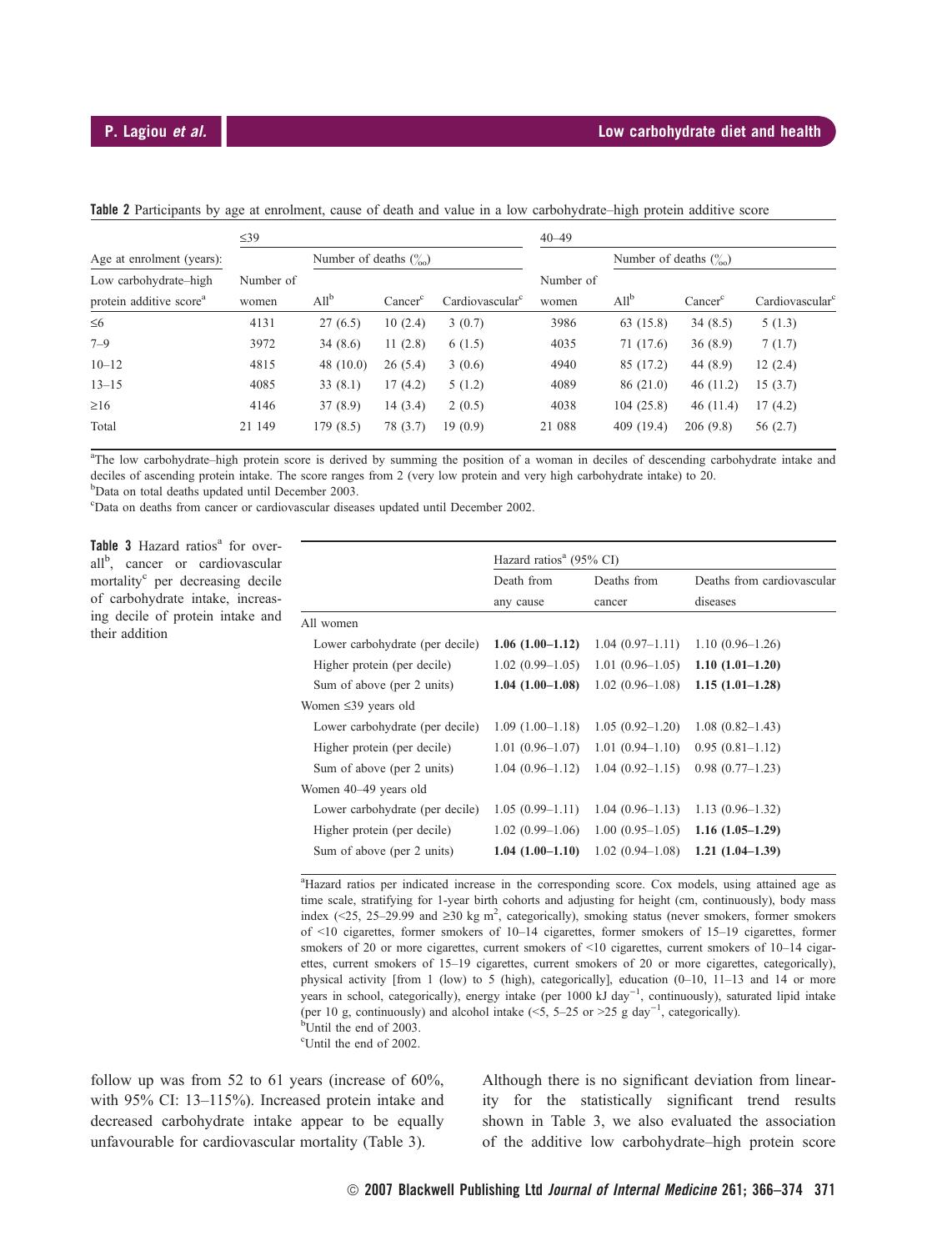**Table 2** Participants by age at enrolment, cause of death and value in a low carbohydrate–high protein additive score

| Age at enrolment (years): | ≤39 | | | | 40–49 | | | |
|---|---|---|---|---|---|---|---|---|
| | | Number of deaths (‰) | | | | Number of deaths (‰) | | |
| Low carbohydrate–high protein additive score[a] | Number of women | All[b] | Cancer[c] | Cardiovascular[c] | Number of women | All[b] | Cancer[c] | Cardiovascular[c] |
| ≤6 | 4131 | 27 (6.5) | 10 (2.4) | 3 (0.7) | 3986 | 63 (15.8) | 34 (8.5) | 5 (1.3) |
| 7–9 | 3972 | 34 (8.6) | 11 (2.8) | 6 (1.5) | 4035 | 71 (17.6) | 36 (8.9) | 7 (1.7) |
| 10–12 | 4815 | 48 (10.0) | 26 (5.4) | 3 (0.6) | 4940 | 85 (17.2) | 44 (8.9) | 12 (2.4) |
| 13–15 | 4085 | 33 (8.1) | 17 (4.2) | 5 (1.2) | 4089 | 86 (21.0) | 46 (11.2) | 15 (3.7) |
| ≥16 | 4146 | 37 (8.9) | 14 (3.4) | 2 (0.5) | 4038 | 104 (25.8) | 46 (11.4) | 17 (4.2) |
| Total | 21 149 | 179 (8.5) | 78 (3.7) | 19 (0.9) | 21 088 | 409 (19.4) | 206 (9.8) | 56 (2.7) |

[a]The low carbohydrate–high protein score is derived by summing the position of a woman in deciles of descending carbohydrate intake and deciles of ascending protein intake. The score ranges from 2 (very low protein and very high carbohydrate intake) to 20.
[b]Data on total deaths updated until December 2003.
[c]Data on deaths from cancer or cardiovascular diseases updated until December 2002.

**Table 3** Hazard ratios[a] for overall[b], cancer or cardiovascular mortality[c] per decreasing decile of carbohydrate intake, increasing decile of protein intake and their addition

| | Hazard ratios[a] (95% CI) | | |
|---|---|---|---|
| | Death from any cause | Deaths from cancer | Deaths from cardiovascular diseases |
| All women | | | |
| Lower carbohydrate (per decile) | **1.06 (1.00–1.12)** | 1.04 (0.97–1.11) | 1.10 (0.96–1.26) |
| Higher protein (per decile) | 1.02 (0.99–1.05) | 1.01 (0.96–1.05) | **1.10 (1.01–1.20)** |
| Sum of above (per 2 units) | **1.04 (1.00–1.08)** | 1.02 (0.96–1.08) | **1.15 (1.01–1.28)** |
| Women ≤39 years old | | | |
| Lower carbohydrate (per decile) | 1.09 (1.00–1.18) | 1.05 (0.92–1.20) | 1.08 (0.82–1.43) |
| Higher protein (per decile) | 1.01 (0.96–1.07) | 1.01 (0.94–1.10) | 0.95 (0.81–1.12) |
| Sum of above (per 2 units) | 1.04 (0.96–1.12) | 1.04 (0.92–1.15) | 0.98 (0.77–1.23) |
| Women 40–49 years old | | | |
| Lower carbohydrate (per decile) | 1.05 (0.99–1.11) | 1.04 (0.96–1.13) | 1.13 (0.96–1.32) |
| Higher protein (per decile) | 1.02 (0.99–1.06) | 1.00 (0.95–1.05) | **1.16 (1.05–1.29)** |
| Sum of above (per 2 units) | **1.04 (1.00–1.10)** | 1.02 (0.94–1.08) | **1.21 (1.04–1.39)** |

[a]Hazard ratios per indicated increase in the corresponding score. Cox models, using attained age as time scale, stratifying for 1-year birth cohorts and adjusting for height (cm, continuously), body mass index (<25, 25–29.99 and ≥30 kg m$^2$, categorically), smoking status (never smokers, former smokers of <10 cigarettes, former smokers of 10–14 cigarettes, former smokers of 15–19 cigarettes, former smokers of 20 or more cigarettes, current smokers of <10 cigarettes, current smokers of 10–14 cigarettes, current smokers of 15–19 cigarettes, current smokers of 20 or more cigarettes, categorically), physical activity [from 1 (low) to 5 (high), categorically], education (0–10, 11–13 and 14 or more years in school, categorically), energy intake (per 1000 kJ day$^{-1}$, continuously), saturated lipid intake (per 10 g, continuously) and alcohol intake (<5, 5–25 or >25 g day$^{-1}$, categorically).
[b]Until the end of 2003.
[c]Until the end of 2002.

follow up was from 52 to 61 years (increase of 60%, with 95% CI: 13–115%). Increased protein intake and decreased carbohydrate intake appear to be equally unfavourable for cardiovascular mortality (Table 3).

Although there is no significant deviation from linearity for the statistically significant trend results shown in Table 3, we also evaluated the association of the additive low carbohydrate–high protein score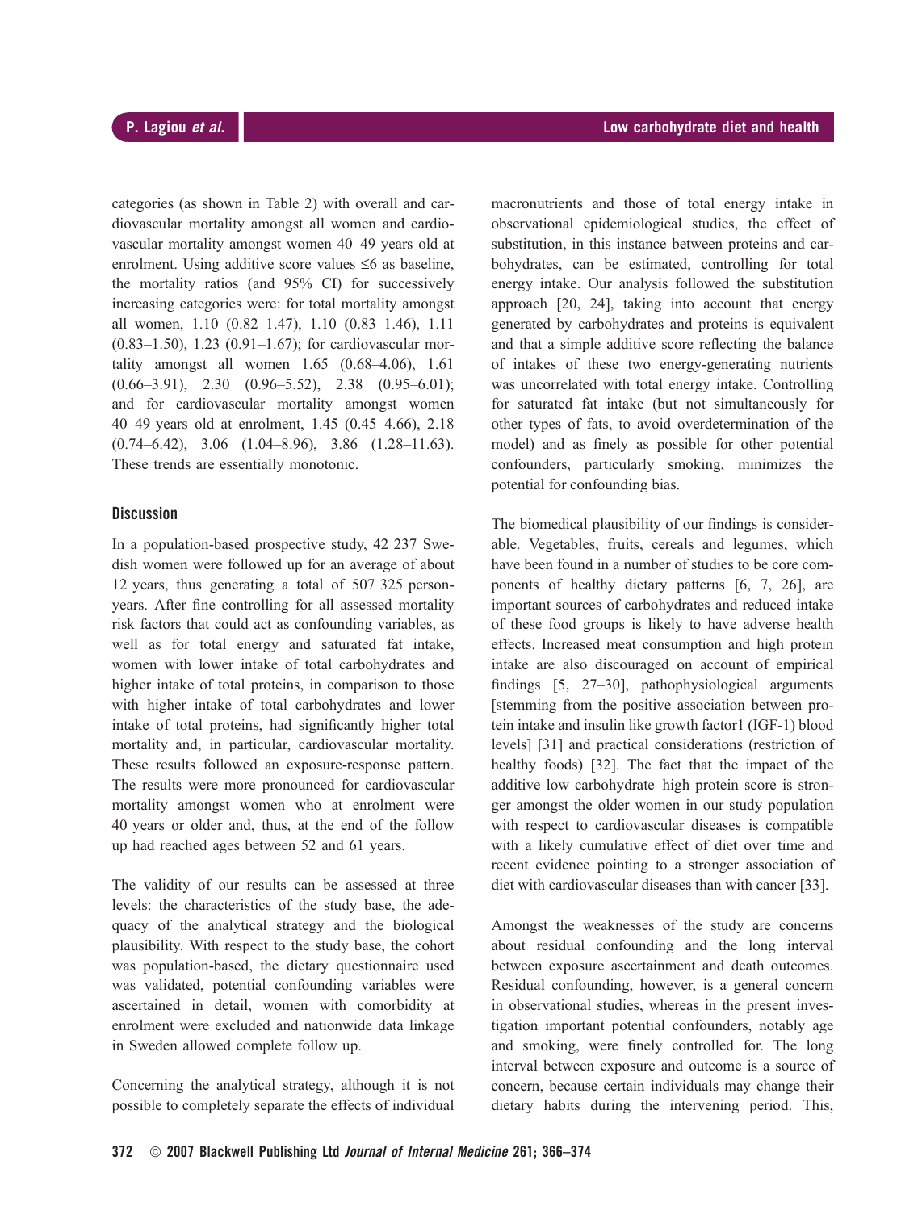categories (as shown in Table 2) with overall and cardiovascular mortality amongst all women and cardiovascular mortality amongst women 40–49 years old at enrolment. Using additive score values ≤6 as baseline, the mortality ratios (and 95% CI) for successively increasing categories were: for total mortality amongst all women, 1.10 (0.82–1.47), 1.10 (0.83–1.46), 1.11 (0.83–1.50), 1.23 (0.91–1.67); for cardiovascular mortality amongst all women 1.65 (0.68–4.06), 1.61 (0.66–3.91), 2.30 (0.96–5.52), 2.38 (0.95–6.01); and for cardiovascular mortality amongst women 40–49 years old at enrolment, 1.45 (0.45–4.66), 2.18 (0.74–6.42), 3.06 (1.04–8.96), 3.86 (1.28–11.63). These trends are essentially monotonic.

## Discussion

In a population-based prospective study, 42 237 Swedish women were followed up for an average of about 12 years, thus generating a total of 507 325 person-years. After fine controlling for all assessed mortality risk factors that could act as confounding variables, as well as for total energy and saturated fat intake, women with lower intake of total carbohydrates and higher intake of total proteins, in comparison to those with higher intake of total carbohydrates and lower intake of total proteins, had significantly higher total mortality and, in particular, cardiovascular mortality. These results followed an exposure-response pattern. The results were more pronounced for cardiovascular mortality amongst women who at enrolment were 40 years or older and, thus, at the end of the follow up had reached ages between 52 and 61 years.

The validity of our results can be assessed at three levels: the characteristics of the study base, the adequacy of the analytical strategy and the biological plausibility. With respect to the study base, the cohort was population-based, the dietary questionnaire used was validated, potential confounding variables were ascertained in detail, women with comorbidity at enrolment were excluded and nationwide data linkage in Sweden allowed complete follow up.

Concerning the analytical strategy, although it is not possible to completely separate the effects of individual macronutrients and those of total energy intake in observational epidemiological studies, the effect of substitution, in this instance between proteins and carbohydrates, can be estimated, controlling for total energy intake. Our analysis followed the substitution approach [20, 24], taking into account that energy generated by carbohydrates and proteins is equivalent and that a simple additive score reflecting the balance of intakes of these two energy-generating nutrients was uncorrelated with total energy intake. Controlling for saturated fat intake (but not simultaneously for other types of fats, to avoid overdetermination of the model) and as finely as possible for other potential confounders, particularly smoking, minimizes the potential for confounding bias.

The biomedical plausibility of our findings is considerable. Vegetables, fruits, cereals and legumes, which have been found in a number of studies to be core components of healthy dietary patterns [6, 7, 26], are important sources of carbohydrates and reduced intake of these food groups is likely to have adverse health effects. Increased meat consumption and high protein intake are also discouraged on account of empirical findings [5, 27–30], pathophysiological arguments [stemming from the positive association between protein intake and insulin like growth factor1 (IGF-1) blood levels] [31] and practical considerations (restriction of healthy foods) [32]. The fact that the impact of the additive low carbohydrate–high protein score is stronger amongst the older women in our study population with respect to cardiovascular diseases is compatible with a likely cumulative effect of diet over time and recent evidence pointing to a stronger association of diet with cardiovascular diseases than with cancer [33].

Amongst the weaknesses of the study are concerns about residual confounding and the long interval between exposure ascertainment and death outcomes. Residual confounding, however, is a general concern in observational studies, whereas in the present investigation important potential confounders, notably age and smoking, were finely controlled for. The long interval between exposure and outcome is a source of concern, because certain individuals may change their dietary habits during the intervening period. This,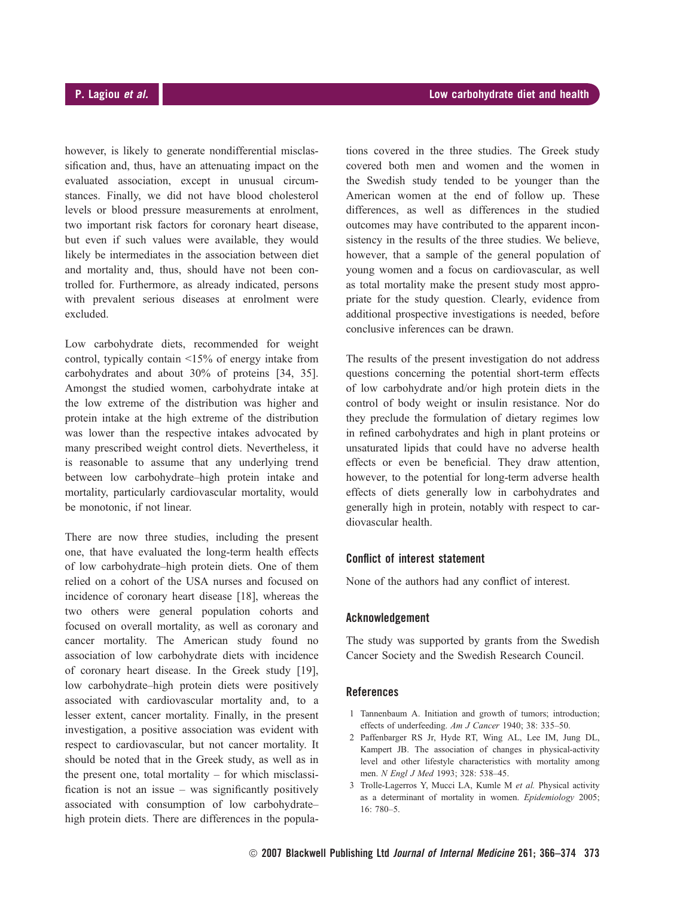however, is likely to generate nondifferential misclassification and, thus, have an attenuating impact on the evaluated association, except in unusual circumstances. Finally, we did not have blood cholesterol levels or blood pressure measurements at enrolment, two important risk factors for coronary heart disease, but even if such values were available, they would likely be intermediates in the association between diet and mortality and, thus, should have not been controlled for. Furthermore, as already indicated, persons with prevalent serious diseases at enrolment were excluded.

Low carbohydrate diets, recommended for weight control, typically contain <15% of energy intake from carbohydrates and about 30% of proteins [34, 35]. Amongst the studied women, carbohydrate intake at the low extreme of the distribution was higher and protein intake at the high extreme of the distribution was lower than the respective intakes advocated by many prescribed weight control diets. Nevertheless, it is reasonable to assume that any underlying trend between low carbohydrate–high protein intake and mortality, particularly cardiovascular mortality, would be monotonic, if not linear.

There are now three studies, including the present one, that have evaluated the long-term health effects of low carbohydrate–high protein diets. One of them relied on a cohort of the USA nurses and focused on incidence of coronary heart disease [18], whereas the two others were general population cohorts and focused on overall mortality, as well as coronary and cancer mortality. The American study found no association of low carbohydrate diets with incidence of coronary heart disease. In the Greek study [19], low carbohydrate–high protein diets were positively associated with cardiovascular mortality and, to a lesser extent, cancer mortality. Finally, in the present investigation, a positive association was evident with respect to cardiovascular, but not cancer mortality. It should be noted that in the Greek study, as well as in the present one, total mortality – for which misclassification is not an issue – was significantly positively associated with consumption of low carbohydrate–high protein diets. There are differences in the populations covered in the three studies. The Greek study covered both men and women and the women in the Swedish study tended to be younger than the American women at the end of follow up. These differences, as well as differences in the studied outcomes may have contributed to the apparent inconsistency in the results of the three studies. We believe, however, that a sample of the general population of young women and a focus on cardiovascular, as well as total mortality make the present study most appropriate for the study question. Clearly, evidence from additional prospective investigations is needed, before conclusive inferences can be drawn.

The results of the present investigation do not address questions concerning the potential short-term effects of low carbohydrate and/or high protein diets in the control of body weight or insulin resistance. Nor do they preclude the formulation of dietary regimes low in refined carbohydrates and high in plant proteins or unsaturated lipids that could have no adverse health effects or even be beneficial. They draw attention, however, to the potential for long-term adverse health effects of diets generally low in carbohydrates and generally high in protein, notably with respect to cardiovascular health.

## Conflict of interest statement

None of the authors had any conflict of interest.

## Acknowledgement

The study was supported by grants from the Swedish Cancer Society and the Swedish Research Council.

## References

1 Tannenbaum A. Initiation and growth of tumors; introduction; effects of underfeeding. *Am J Cancer* 1940; 38: 335–50.

2 Paffenbarger RS Jr, Hyde RT, Wing AL, Lee IM, Jung DL, Kampert JB. The association of changes in physical-activity level and other lifestyle characteristics with mortality among men. *N Engl J Med* 1993; 328: 538–45.

3 Trolle-Lagerros Y, Mucci LA, Kumle M *et al.* Physical activity as a determinant of mortality in women. *Epidemiology* 2005; 16: 780–5.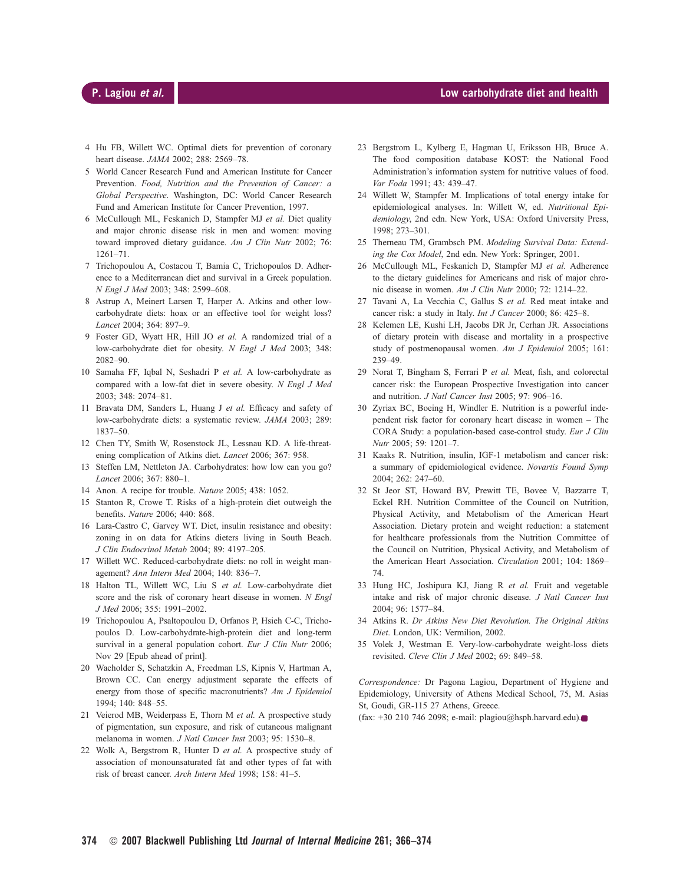4 Hu FB, Willett WC. Optimal diets for prevention of coronary heart disease. *JAMA* 2002; 288: 2569–78.

5 World Cancer Research Fund and American Institute for Cancer Prevention. *Food, Nutrition and the Prevention of Cancer: a Global Perspective*. Washington, DC: World Cancer Research Fund and American Institute for Cancer Prevention, 1997.

6 McCullough ML, Feskanich D, Stampfer MJ *et al.* Diet quality and major chronic disease risk in men and women: moving toward improved dietary guidance. *Am J Clin Nutr* 2002; 76: 1261–71.

7 Trichopoulou A, Costacou T, Bamia C, Trichopoulos D. Adherence to a Mediterranean diet and survival in a Greek population. *N Engl J Med* 2003; 348: 2599–608.

8 Astrup A, Meinert Larsen T, Harper A. Atkins and other low-carbohydrate diets: hoax or an effective tool for weight loss? *Lancet* 2004; 364: 897–9.

9 Foster GD, Wyatt HR, Hill JO *et al.* A randomized trial of a low-carbohydrate diet for obesity. *N Engl J Med* 2003; 348: 2082–90.

10 Samaha FF, Iqbal N, Seshadri P *et al.* A low-carbohydrate as compared with a low-fat diet in severe obesity. *N Engl J Med* 2003; 348: 2074–81.

11 Bravata DM, Sanders L, Huang J *et al.* Efficacy and safety of low-carbohydrate diets: a systematic review. *JAMA* 2003; 289: 1837–50.

12 Chen TY, Smith W, Rosenstock JL, Lessnau KD. A life-threatening complication of Atkins diet. *Lancet* 2006; 367: 958.

13 Steffen LM, Nettleton JA. Carbohydrates: how low can you go? *Lancet* 2006; 367: 880–1.

14 Anon. A recipe for trouble. *Nature* 2005; 438: 1052.

15 Stanton R, Crowe T. Risks of a high-protein diet outweigh the benefits. *Nature* 2006; 440: 868.

16 Lara-Castro C, Garvey WT. Diet, insulin resistance and obesity: zoning in on data for Atkins dieters living in South Beach. *J Clin Endocrinol Metab* 2004; 89: 4197–205.

17 Willett WC. Reduced-carbohydrate diets: no roll in weight management? *Ann Intern Med* 2004; 140: 836–7.

18 Halton TL, Willett WC, Liu S *et al.* Low-carbohydrate diet score and the risk of coronary heart disease in women. *N Engl J Med* 2006; 355: 1991–2002.

19 Trichopoulou A, Psaltopoulou D, Orfanos P, Hsieh C-C, Trichopoulos D. Low-carbohydrate-high-protein diet and long-term survival in a general population cohort. *Eur J Clin Nutr* 2006; Nov 29 [Epub ahead of print].

20 Wacholder S, Schatzkin A, Freedman LS, Kipnis V, Hartman A, Brown CC. Can energy adjustment separate the effects of energy from those of specific macronutrients? *Am J Epidemiol* 1994; 140: 848–55.

21 Veierod MB, Weiderpass E, Thorn M *et al.* A prospective study of pigmentation, sun exposure, and risk of cutaneous malignant melanoma in women. *J Natl Cancer Inst* 2003; 95: 1530–8.

22 Wolk A, Bergstrom R, Hunter D *et al.* A prospective study of association of monounsaturated fat and other types of fat with risk of breast cancer. *Arch Intern Med* 1998; 158: 41–5.

23 Bergstrom L, Kylberg E, Hagman U, Eriksson HB, Bruce A. The food composition database KOST: the National Food Administration's information system for nutritive values of food. *Var Foda* 1991; 43: 439–47.

24 Willett W, Stampfer M. Implications of total energy intake for epidemiological analyses. In: Willett W, ed. *Nutritional Epidemiology*, 2nd edn. New York, USA: Oxford University Press, 1998; 273–301.

25 Therneau TM, Grambsch PM. *Modeling Survival Data: Extending the Cox Model*, 2nd edn. New York: Springer, 2001.

26 McCullough ML, Feskanich D, Stampfer MJ *et al.* Adherence to the dietary guidelines for Americans and risk of major chronic disease in women. *Am J Clin Nutr* 2000; 72: 1214–22.

27 Tavani A, La Vecchia C, Gallus S *et al.* Red meat intake and cancer risk: a study in Italy. *Int J Cancer* 2000; 86: 425–8.

28 Kelemen LE, Kushi LH, Jacobs DR Jr, Cerhan JR. Associations of dietary protein with disease and mortality in a prospective study of postmenopausal women. *Am J Epidemiol* 2005; 161: 239–49.

29 Norat T, Bingham S, Ferrari P *et al.* Meat, fish, and colorectal cancer risk: the European Prospective Investigation into cancer and nutrition. *J Natl Cancer Inst* 2005; 97: 906–16.

30 Zyriax BC, Boeing H, Windler E. Nutrition is a powerful independent risk factor for coronary heart disease in women – The CORA Study: a population-based case-control study. *Eur J Clin Nutr* 2005; 59: 1201–7.

31 Kaaks R. Nutrition, insulin, IGF-1 metabolism and cancer risk: a summary of epidemiological evidence. *Novartis Found Symp* 2004; 262: 247–60.

32 St Jeor ST, Howard BV, Prewitt TE, Bovee V, Bazzarre T, Eckel RH. Nutrition Committee of the Council on Nutrition, Physical Activity, and Metabolism of the American Heart Association. Dietary protein and weight reduction: a statement for healthcare professionals from the Nutrition Committee of the Council on Nutrition, Physical Activity, and Metabolism of the American Heart Association. *Circulation* 2001; 104: 1869–74.

33 Hung HC, Joshipura KJ, Jiang R *et al.* Fruit and vegetable intake and risk of major chronic disease. *J Natl Cancer Inst* 2004; 96: 1577–84.

34 Atkins R. *Dr Atkins New Diet Revolution. The Original Atkins Diet*. London, UK: Vermilion, 2002.

35 Volek J, Westman E. Very-low-carbohydrate weight-loss diets revisited. *Cleve Clin J Med* 2002; 69: 849–58.

*Correspondence:* Dr Pagona Lagiou, Department of Hygiene and Epidemiology, University of Athens Medical School, 75, M. Asias St, Goudi, GR-115 27 Athens, Greece.
(fax: +30 210 746 2098; e-mail: plagiou@hsph.harvard.edu).